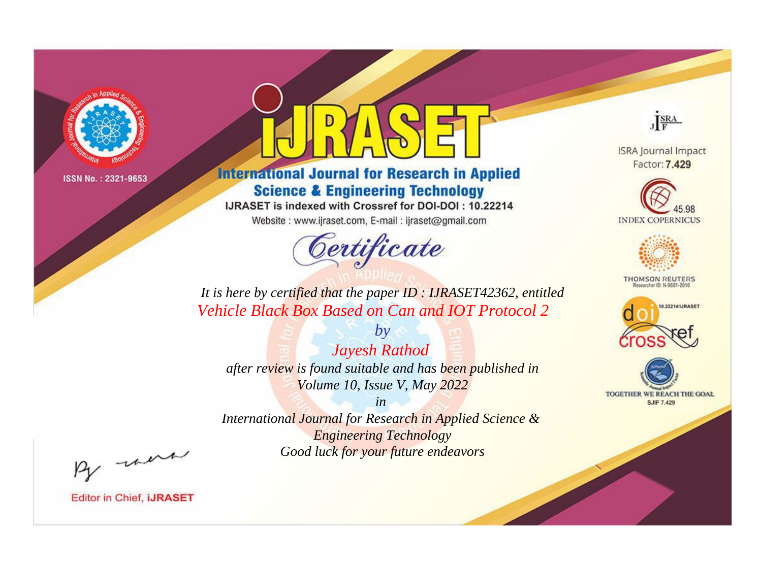ISSN No. : 2321-9653

# iJRASET

## International Journal for Research in Applied Science & Engineering Technology

IJRASET is indexed with Crossref for DOI-DOI : 10.22214

Website : www.ijraset.com, E-mail : ijraset@gmail.com

ISRA Journal Impact Factor: **7.429**

45.98 INDEX COPERNICUS

THOMSON REUTERS Researcher ID: N-9681-2016

10.22214/IJRASET

TOGETHER WE REACH THE GOAL SJIF 7.429

## *Certificate*

*It is here by certified that the paper ID : IJRASET42362, entitled*

*Vehicle Black Box Based on Can and IOT Protocol 2*

*by*

*Jayesh Rathod*

*after review is found suitable and has been published in*

*Volume 10, Issue V, May 2022*

*in*

*International Journal for Research in Applied Science & Engineering Technology*

*Good luck for your future endeavors*

Editor in Chief, **iJRASET**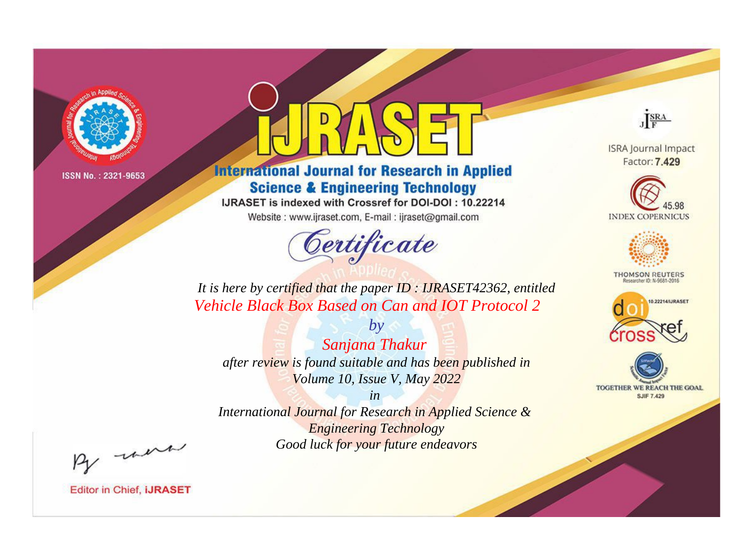ISSN No. : 2321-9653

# iJRASET

## International Journal for Research in Applied Science & Engineering Technology

IJRASET is indexed with Crossref for DOI-DOI : 10.22214

Website : www.ijraset.com, E-mail : ijraset@gmail.com

ISRA Journal Impact Factor: **7.429**

45.98 INDEX COPERNICUS

THOMSON REUTERS Researcher ID: N-9681-2016

10.22214/IJRASET

TOGETHER WE REACH THE GOAL SJIF 7.429

# *Certificate*

*It is here by certified that the paper ID : IJRASET42362, entitled*

*Vehicle Black Box Based on Can and IOT Protocol 2*

*by*

*Sanjana Thakur*

*after review is found suitable and has been published in*

*Volume 10, Issue V, May 2022*

*in*

*International Journal for Research in Applied Science & Engineering Technology*

*Good luck for your future endeavors*

Editor in Chief, **iJRASET**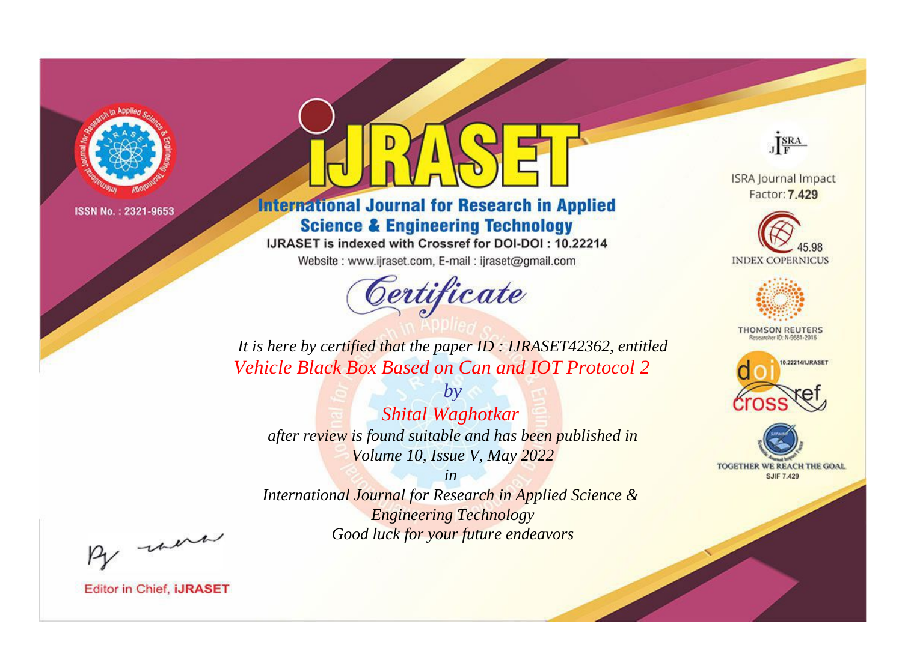ISSN No. : 2321-9653

# IJRASET

## International Journal for Research in Applied Science & Engineering Technology

IJRASET is indexed with Crossref for DOI-DOI : 10.22214

Website : www.ijraset.com, E-mail : ijraset@gmail.com

*Certificate*

*It is here by certified that the paper ID : IJRASET42362, entitled*

*Vehicle Black Box Based on Can and IOT Protocol 2*

*by*

*Shital Waghotkar*

*after review is found suitable and has been published in*

*Volume 10, Issue V, May 2022*

*in*

*International Journal for Research in Applied Science & Engineering Technology*

*Good luck for your future endeavors*

ISRA Journal Impact Factor: **7.429**

45.98 INDEX COPERNICUS

THOMSON REUTERS Researcher ID: N-9681-2016

10.22214/IJRASET

TOGETHER WE REACH THE GOAL SJIF 7.429

Editor in Chief, **iJRASET**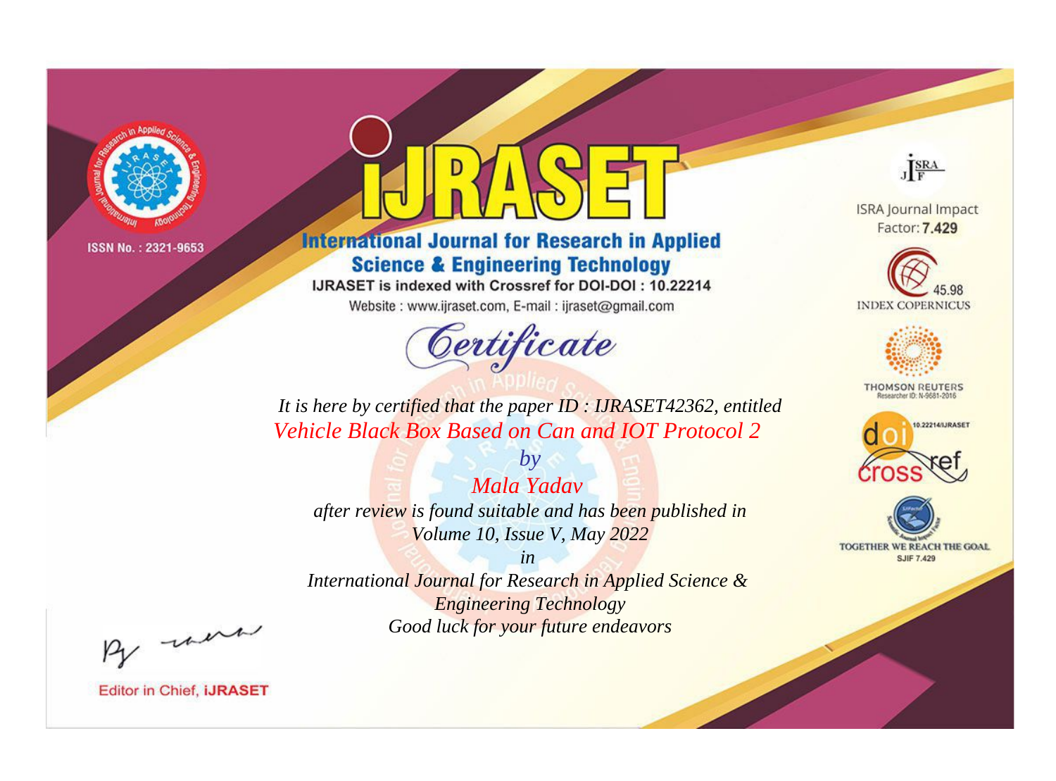ISSN No. : 2321-9653

# IJRASET

## International Journal for Research in Applied Science & Engineering Technology

IJRASET is indexed with Crossref for DOI-DOI : 10.22214

Website : www.ijraset.com, E-mail : ijraset@gmail.com

ISRA Journal Impact Factor: **7.429**

45.98 INDEX COPERNICUS

THOMSON REUTERS Researcher ID: N-9681-2016

10.22214/IJRASET

TOGETHER WE REACH THE GOAL SJIF 7.429

*Certificate*

*It is here by certified that the paper ID : IJRASET42362, entitled*

*Vehicle Black Box Based on Can and IOT Protocol 2*

*by*

*Mala Yadav*

*after review is found suitable and has been published in*

*Volume 10, Issue V, May 2022*

*in*

*International Journal for Research in Applied Science & Engineering Technology*

*Good luck for your future endeavors*

Editor in Chief, **iJRASET**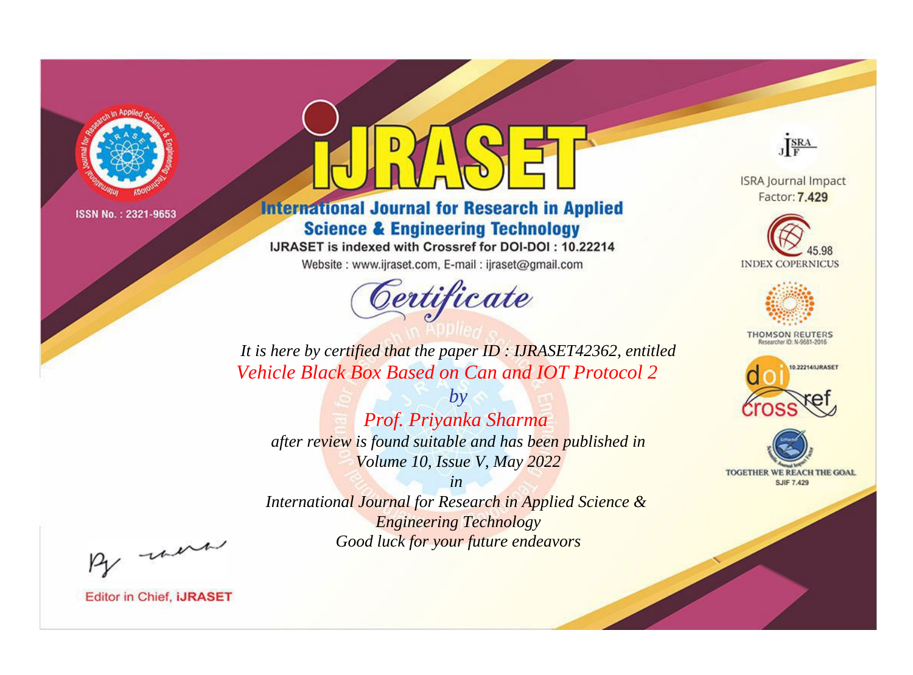ISSN No. : 2321-9653

# iJRASET

## International Journal for Research in Applied Science & Engineering Technology

IJRASET is indexed with Crossref for DOI-DOI : 10.22214

Website : www.ijraset.com, E-mail : ijraset@gmail.com

# Certificate

*It is here by certified that the paper ID : IJRASET42362, entitled*

*Vehicle Black Box Based on Can and IOT Protocol 2*

*by*

*Prof. Priyanka Sharma*

*after review is found suitable and has been published in*

*Volume 10, Issue V, May 2022*

*in*

*International Journal for Research in Applied Science & Engineering Technology*

*Good luck for your future endeavors*

ISRA Journal Impact Factor: **7.429**

45.98 INDEX COPERNICUS

THOMSON REUTERS Researcher ID: N-9681-2016

10.22214/IJRASET

TOGETHER WE REACH THE GOAL SJIF 7.429

Editor in Chief, **iJRASET**